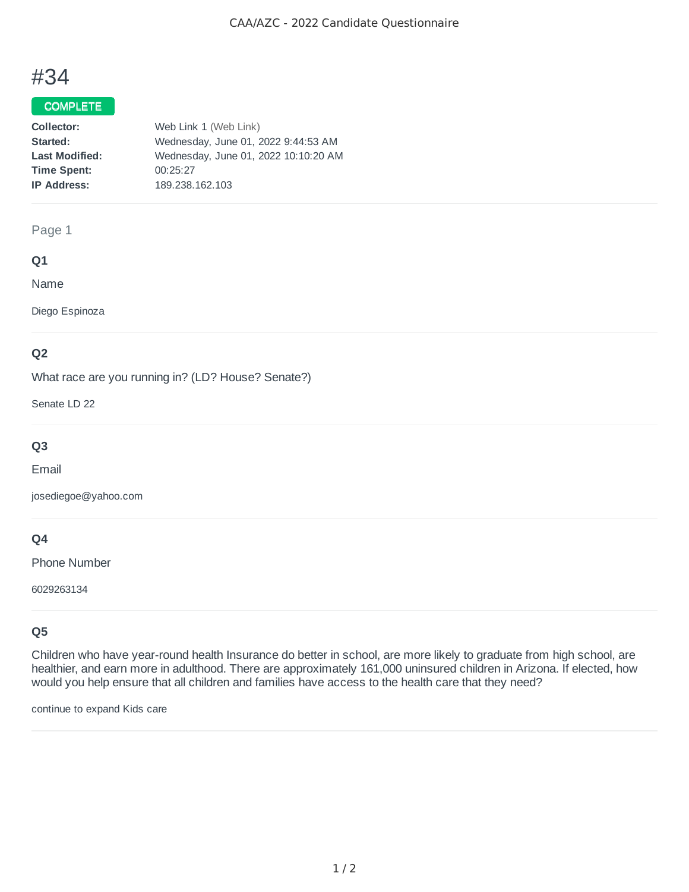# #34

**COMPLETE**

| | |
|---|---|
| **Collector:** | Web Link 1 (Web Link) |
| **Started:** | Wednesday, June 01, 2022 9:44:53 AM |
| **Last Modified:** | Wednesday, June 01, 2022 10:10:20 AM |
| **Time Spent:** | 00:25:27 |
| **IP Address:** | 189.238.162.103 |

## Page 1

### Q1

Name

Diego Espinoza

### Q2

What race are you running in? (LD? House? Senate?)

Senate LD 22

### Q3

Email

josediegoe@yahoo.com

### Q4

Phone Number

6029263134

### Q5

Children who have year-round health Insurance do better in school, are more likely to graduate from high school, are healthier, and earn more in adulthood. There are approximately 161,000 uninsured children in Arizona. If elected, how would you help ensure that all children and families have access to the health care that they need?

continue to expand Kids care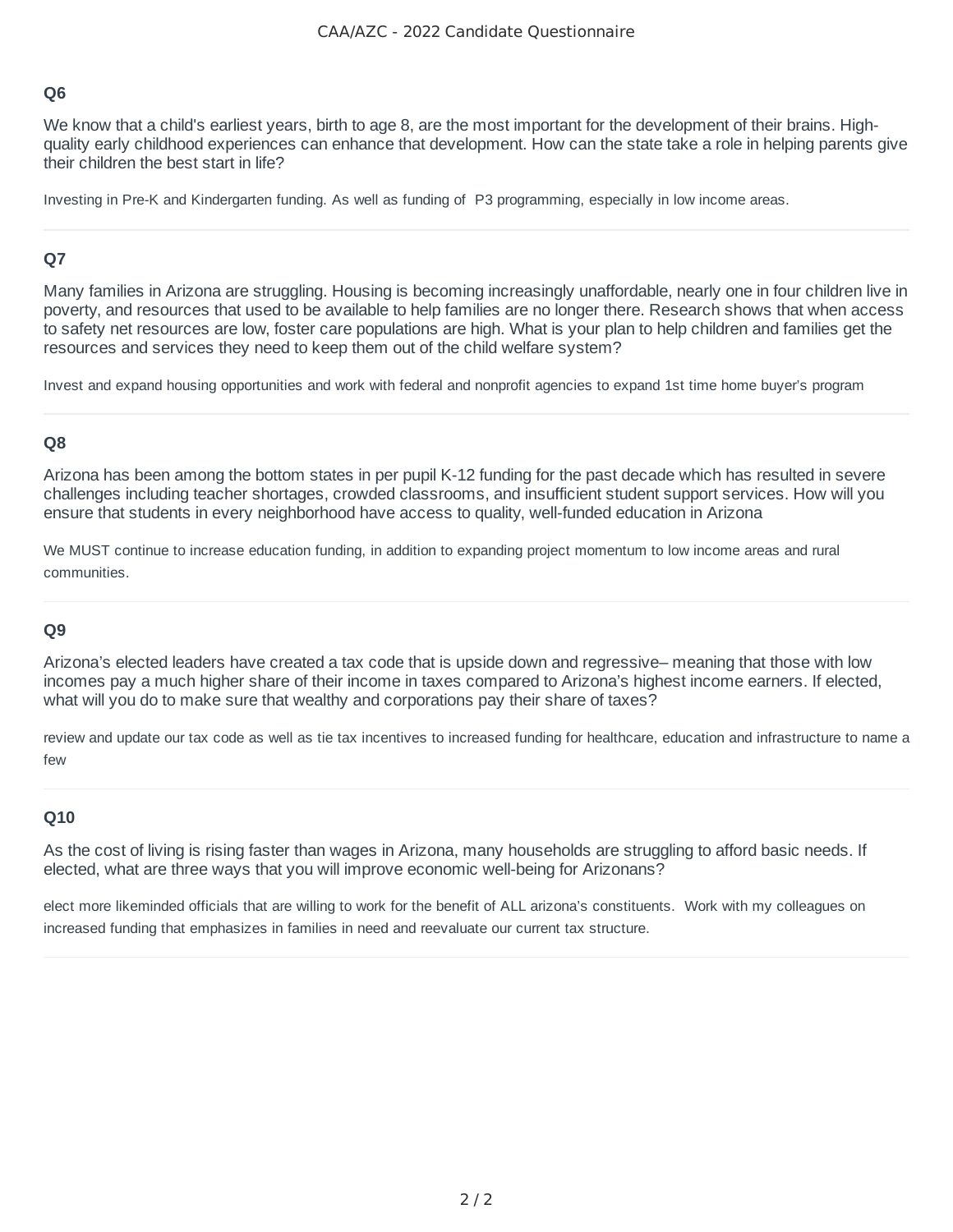### Q6

We know that a child's earliest years, birth to age 8, are the most important for the development of their brains. High-quality early childhood experiences can enhance that development. How can the state take a role in helping parents give their children the best start in life?

Investing in Pre-K and Kindergarten funding. As well as funding of P3 programming, especially in low income areas.

---

### Q7

Many families in Arizona are struggling. Housing is becoming increasingly unaffordable, nearly one in four children live in poverty, and resources that used to be available to help families are no longer there. Research shows that when access to safety net resources are low, foster care populations are high. What is your plan to help children and families get the resources and services they need to keep them out of the child welfare system?

Invest and expand housing opportunities and work with federal and nonprofit agencies to expand 1st time home buyer's program

---

### Q8

Arizona has been among the bottom states in per pupil K-12 funding for the past decade which has resulted in severe challenges including teacher shortages, crowded classrooms, and insufficient student support services. How will you ensure that students in every neighborhood have access to quality, well-funded education in Arizona

We MUST continue to increase education funding, in addition to expanding project momentum to low income areas and rural communities.

---

### Q9

Arizona's elected leaders have created a tax code that is upside down and regressive– meaning that those with low incomes pay a much higher share of their income in taxes compared to Arizona's highest income earners. If elected, what will you do to make sure that wealthy and corporations pay their share of taxes?

review and update our tax code as well as tie tax incentives to increased funding for healthcare, education and infrastructure to name a few

---

### Q10

As the cost of living is rising faster than wages in Arizona, many households are struggling to afford basic needs. If elected, what are three ways that you will improve economic well-being for Arizonans?

elect more likeminded officials that are willing to work for the benefit of ALL arizona's constituents. Work with my colleagues on increased funding that emphasizes in families in need and reevaluate our current tax structure.